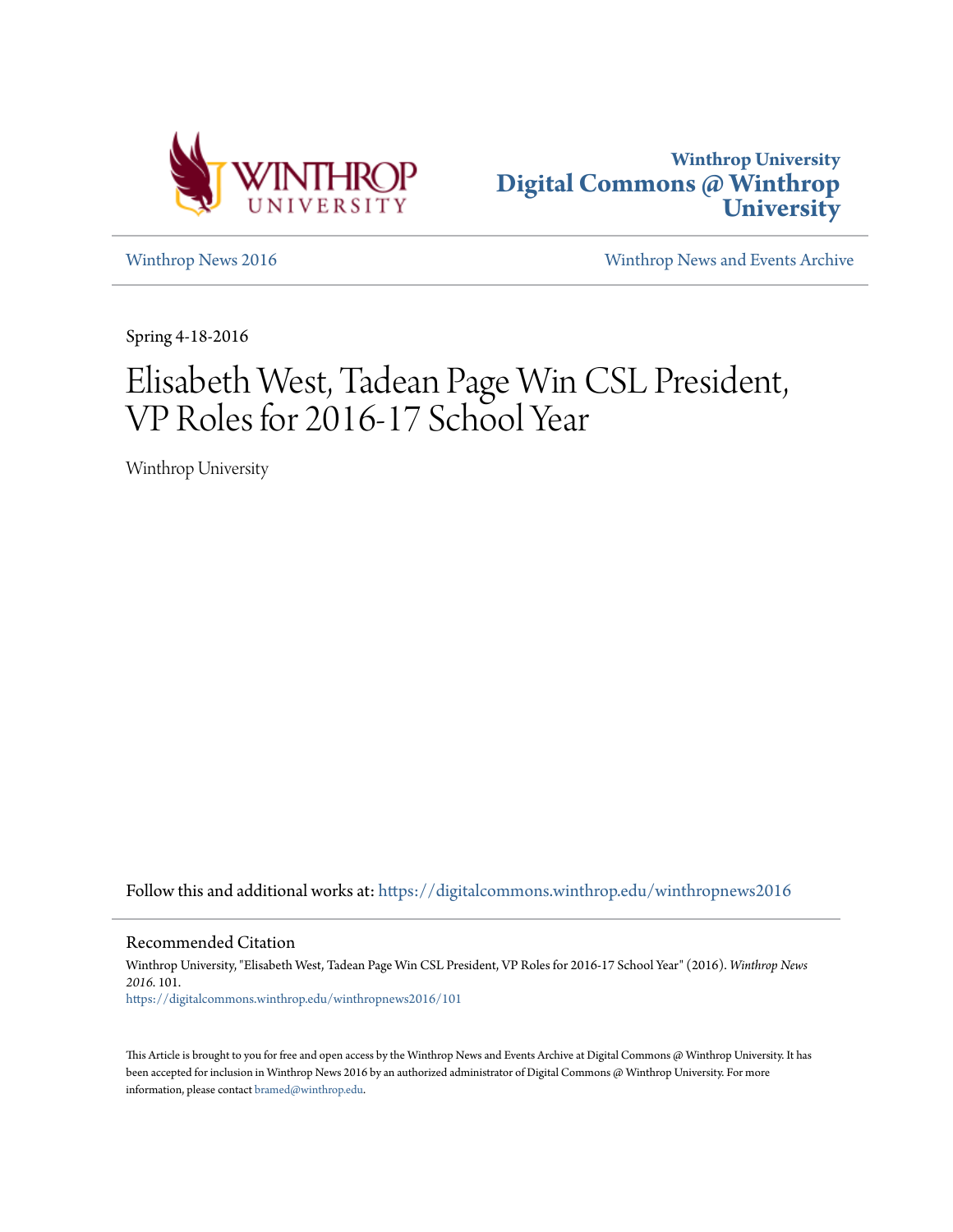Winthrop University
Digital Commons @ Winthrop University

Winthrop News 2016 | Winthrop News and Events Archive

Spring 4-18-2016

# Elisabeth West, Tadean Page Win CSL President, VP Roles for 2016-17 School Year

Winthrop University

Follow this and additional works at: https://digitalcommons.winthrop.edu/winthropnews2016

## Recommended Citation

Winthrop University, "Elisabeth West, Tadean Page Win CSL President, VP Roles for 2016-17 School Year" (2016). *Winthrop News 2016*. 101.
https://digitalcommons.winthrop.edu/winthropnews2016/101

This Article is brought to you for free and open access by the Winthrop News and Events Archive at Digital Commons @ Winthrop University. It has been accepted for inclusion in Winthrop News 2016 by an authorized administrator of Digital Commons @ Winthrop University. For more information, please contact bramed@winthrop.edu.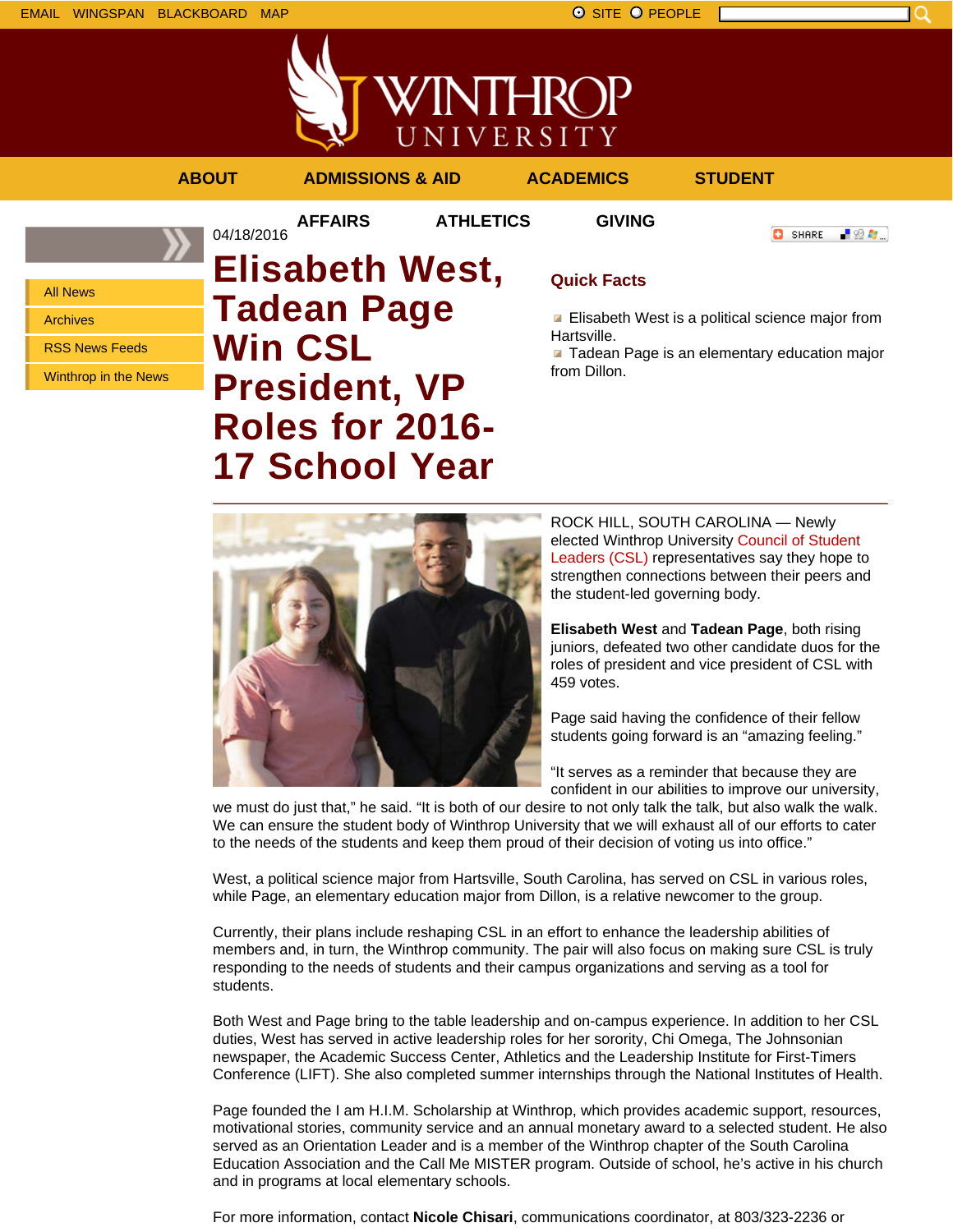EMAIL WINGSPAN BLACKBOARD MAP

SITE PEOPLE

ABOUT ADMISSIONS & AID ACADEMICS STUDENT AFFAIRS ATHLETICS GIVING

- All News
- Archives
- RSS News Feeds
- Winthrop in the News

04/18/2016

# Elisabeth West, Tadean Page Win CSL President, VP Roles for 2016-17 School Year

### Quick Facts

- Elisabeth West is a political science major from Hartsville.
- Tadean Page is an elementary education major from Dillon.

ROCK HILL, SOUTH CAROLINA — Newly elected Winthrop University Council of Student Leaders (CSL) representatives say they hope to strengthen connections between their peers and the student-led governing body.

**Elisabeth West** and **Tadean Page**, both rising juniors, defeated two other candidate duos for the roles of president and vice president of CSL with 459 votes.

Page said having the confidence of their fellow students going forward is an "amazing feeling."

"It serves as a reminder that because they are confident in our abilities to improve our university, we must do just that," he said. "It is both of our desire to not only talk the talk, but also walk the walk. We can ensure the student body of Winthrop University that we will exhaust all of our efforts to cater to the needs of the students and keep them proud of their decision of voting us into office."

West, a political science major from Hartsville, South Carolina, has served on CSL in various roles, while Page, an elementary education major from Dillon, is a relative newcomer to the group.

Currently, their plans include reshaping CSL in an effort to enhance the leadership abilities of members and, in turn, the Winthrop community. The pair will also focus on making sure CSL is truly responding to the needs of students and their campus organizations and serving as a tool for students.

Both West and Page bring to the table leadership and on-campus experience. In addition to her CSL duties, West has served in active leadership roles for her sorority, Chi Omega, The Johnsonian newspaper, the Academic Success Center, Athletics and the Leadership Institute for First-Timers Conference (LIFT). She also completed summer internships through the National Institutes of Health.

Page founded the I am H.I.M. Scholarship at Winthrop, which provides academic support, resources, motivational stories, community service and an annual monetary award to a selected student. He also served as an Orientation Leader and is a member of the Winthrop chapter of the South Carolina Education Association and the Call Me MISTER program. Outside of school, he's active in his church and in programs at local elementary schools.

For more information, contact **Nicole Chisari**, communications coordinator, at 803/323-2236 or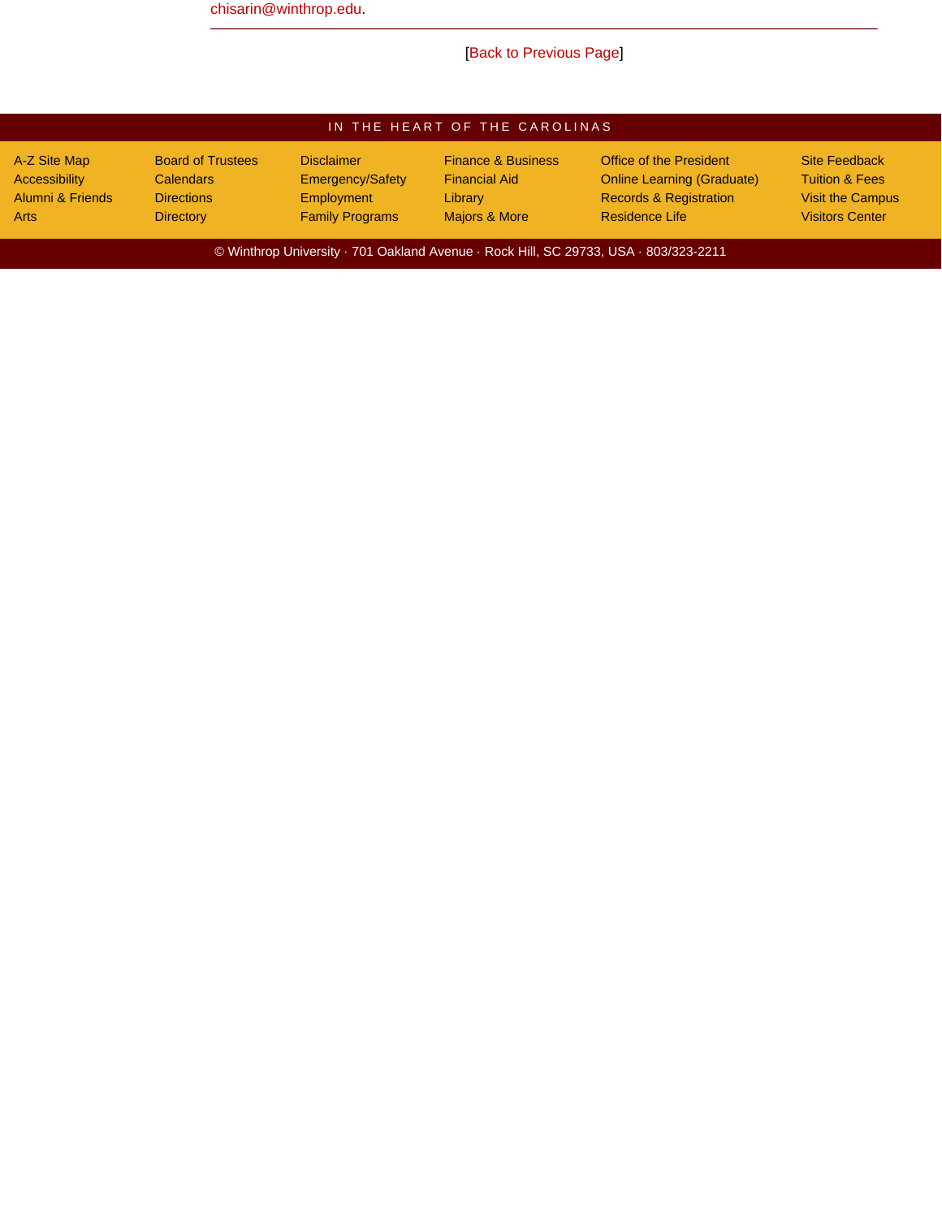chisarin@winthrop.edu.

---

[Back to Previous Page]

IN THE HEART OF THE CAROLINAS

A-Z Site Map
Accessibility
Alumni & Friends
Arts
Board of Trustees
Calendars
Directions
Directory
Disclaimer
Emergency/Safety
Employment
Family Programs
Finance & Business
Financial Aid
Library
Majors & More
Office of the President
Online Learning (Graduate)
Records & Registration
Residence Life
Site Feedback
Tuition & Fees
Visit the Campus
Visitors Center

© Winthrop University · 701 Oakland Avenue · Rock Hill, SC 29733, USA · 803/323-2211